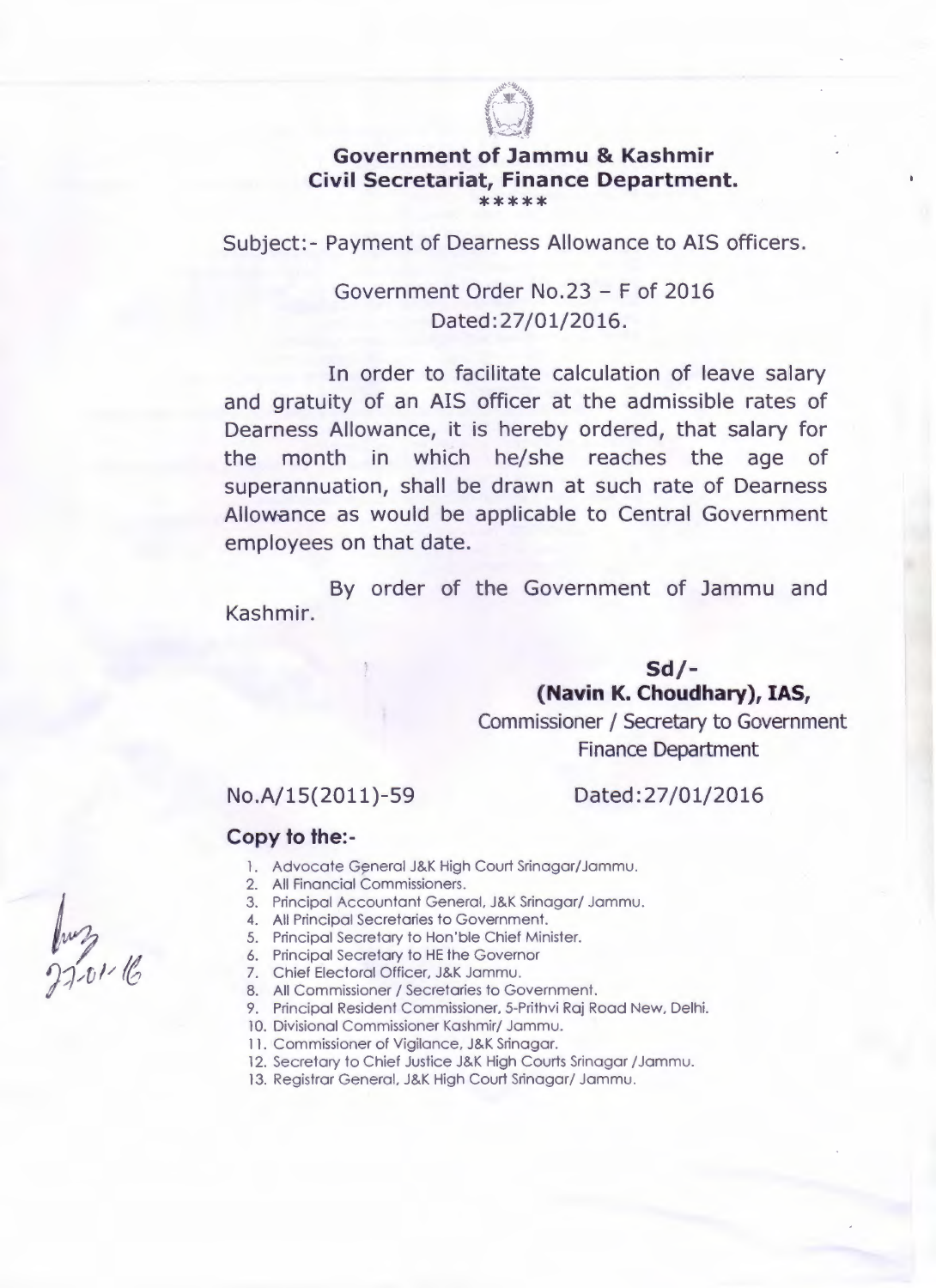**Government of Jammu & Kashmir**
**Civil Secretariat, Finance Department.**

*****

Subject:- Payment of Dearness Allowance to AIS officers.

Government Order No.23 – F of 2016
Dated:27/01/2016.

In order to facilitate calculation of leave salary and gratuity of an AIS officer at the admissible rates of Dearness Allowance, it is hereby ordered, that salary for the month in which he/she reaches the age of superannuation, shall be drawn at such rate of Dearness Allowance as would be applicable to Central Government employees on that date.

By order of the Government of Jammu and Kashmir.

**Sd/-**
**(Navin K. Choudhary), IAS,**
Commissioner / Secretary to Government
Finance Department

No.A/15(2011)-59 Dated:27/01/2016

**Copy to the:-**

1. Advocate General J&K High Court Srinagar/Jammu.
2. All Financial Commissioners.
3. Principal Accountant General, J&K Srinagar/ Jammu.
4. All Principal Secretaries to Government.
5. Principal Secretary to Hon'ble Chief Minister.
6. Principal Secretary to HE the Governor
7. Chief Electoral Officer, J&K Jammu.
8. All Commissioner / Secretaries to Government.
9. Principal Resident Commissioner, 5-Prithvi Raj Road New, Delhi.
10. Divisional Commissioner Kashmir/ Jammu.
11. Commissioner of Vigilance, J&K Srinagar.
12. Secretary to Chief Justice J&K High Courts Srinagar /Jammu.
13. Registrar General, J&K High Court Srinagar/ Jammu.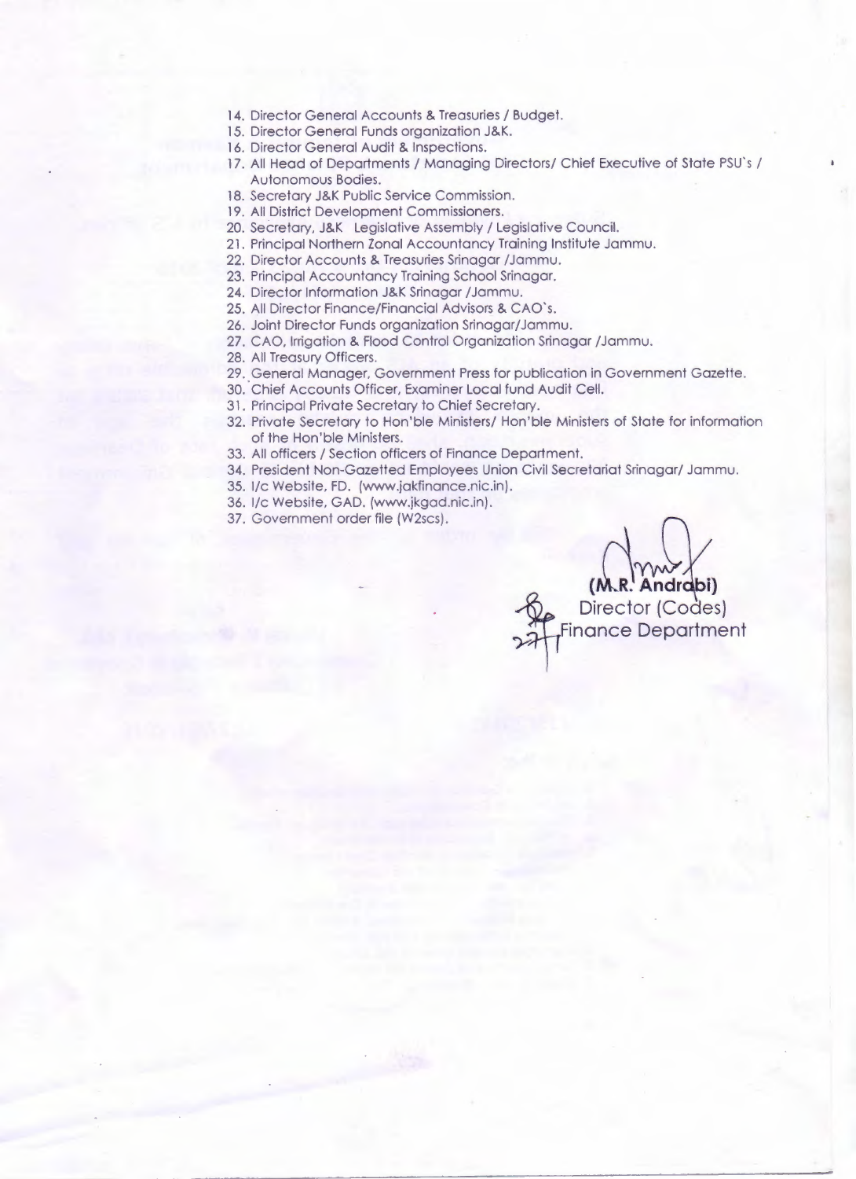14. Director General Accounts & Treasuries / Budget.
15. Director General Funds organization J&K.
16. Director General Audit & Inspections.
17. All Head of Departments / Managing Directors/ Chief Executive of State PSU's / Autonomous Bodies.
18. Secretary J&K Public Service Commission.
19. All District Development Commissioners.
20. Secretary, J&K Legislative Assembly / Legislative Council.
21. Principal Northern Zonal Accountancy Training Institute Jammu.
22. Director Accounts & Treasuries Srinagar /Jammu.
23. Principal Accountancy Training School Srinagar.
24. Director Information J&K Srinagar /Jammu.
25. All Director Finance/Financial Advisors & CAO's.
26. Joint Director Funds organization Srinagar/Jammu.
27. CAO, Irrigation & Flood Control Organization Srinagar /Jammu.
28. All Treasury Officers.
29. General Manager, Government Press for publication in Government Gazette.
30. Chief Accounts Officer, Examiner Local fund Audit Cell.
31. Principal Private Secretary to Chief Secretary.
32. Private Secretary to Hon'ble Ministers/ Hon'ble Ministers of State for information of the Hon'ble Ministers.
33. All officers / Section officers of Finance Department.
34. President Non-Gazetted Employees Union Civil Secretariat Srinagar/ Jammu.
35. I/c Website, FD. (www.jakfinance.nic.in).
36. I/c Website, GAD. (www.jkgad.nic.in).
37. Government order file (W2scs).

**(M.R. Andrabi)**
Director (Codes)
Finance Department